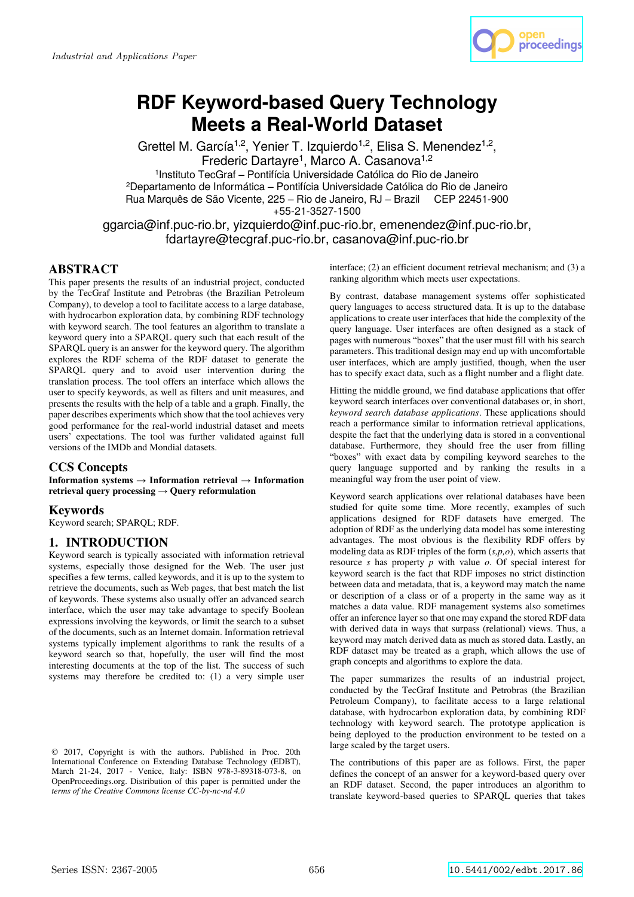# RDF Keyword-based Query Technology Meets a Real-World Dataset

Grettel M. García[1,2], Yenier T. Izquierdo[1,2], Elisa S. Menendez[1,2], Frederic Dartayre[1], Marco A. Casanova[1,2]

[1]Instituto TecGraf – Pontifícia Universidade Católica do Rio de Janeiro
[2]Departamento de Informática – Pontifícia Universidade Católica do Rio de Janeiro
Rua Marquês de São Vicente, 225 – Rio de Janeiro, RJ – Brazil CEP 22451-900
+55-21-3527-1500

ggarcia@inf.puc-rio.br, yizquierdo@inf.puc-rio.br, emenendez@inf.puc-rio.br, fdartayre@tecgraf.puc-rio.br, casanova@inf.puc-rio.br

## ABSTRACT

This paper presents the results of an industrial project, conducted by the TecGraf Institute and Petrobras (the Brazilian Petroleum Company), to develop a tool to facilitate access to a large database, with hydrocarbon exploration data, by combining RDF technology with keyword search. The tool features an algorithm to translate a keyword query into a SPARQL query such that each result of the SPARQL query is an answer for the keyword query. The algorithm explores the RDF schema of the RDF dataset to generate the SPARQL query and to avoid user intervention during the translation process. The tool offers an interface which allows the user to specify keywords, as well as filters and unit measures, and presents the results with the help of a table and a graph. Finally, the paper describes experiments which show that the tool achieves very good performance for the real-world industrial dataset and meets users' expectations. The tool was further validated against full versions of the IMDb and Mondial datasets.

## CCS Concepts

**Information systems → Information retrieval → Information retrieval query processing → Query reformulation**

## Keywords

Keyword search; SPARQL; RDF.

## 1. INTRODUCTION

Keyword search is typically associated with information retrieval systems, especially those designed for the Web. The user just specifies a few terms, called keywords, and it is up to the system to retrieve the documents, such as Web pages, that best match the list of keywords. These systems also usually offer an advanced search interface, which the user may take advantage to specify Boolean expressions involving the keywords, or limit the search to a subset of the documents, such as an Internet domain. Information retrieval systems typically implement algorithms to rank the results of a keyword search so that, hopefully, the user will find the most interesting documents at the top of the list. The success of such systems may therefore be credited to: (1) a very simple user interface; (2) an efficient document retrieval mechanism; and (3) a ranking algorithm which meets user expectations.

By contrast, database management systems offer sophisticated query languages to access structured data. It is up to the database applications to create user interfaces that hide the complexity of the query language. User interfaces are often designed as a stack of pages with numerous "boxes" that the user must fill with his search parameters. This traditional design may end up with uncomfortable user interfaces, which are amply justified, though, when the user has to specify exact data, such as a flight number and a flight date.

Hitting the middle ground, we find database applications that offer keyword search interfaces over conventional databases or, in short, *keyword search database applications*. These applications should reach a performance similar to information retrieval applications, despite the fact that the underlying data is stored in a conventional database. Furthermore, they should free the user from filling "boxes" with exact data by compiling keyword searches to the query language supported and by ranking the results in a meaningful way from the user point of view.

Keyword search applications over relational databases have been studied for quite some time. More recently, examples of such applications designed for RDF datasets have emerged. The adoption of RDF as the underlying data model has some interesting advantages. The most obvious is the flexibility RDF offers by modeling data as RDF triples of the form (*s,p,o*), which asserts that resource *s* has property *p* with value *o*. Of special interest for keyword search is the fact that RDF imposes no strict distinction between data and metadata, that is, a keyword may match the name or description of a class or of a property in the same way as it matches a data value. RDF management systems also sometimes offer an inference layer so that one may expand the stored RDF data with derived data in ways that surpass (relational) views. Thus, a keyword may match derived data as much as stored data. Lastly, an RDF dataset may be treated as a graph, which allows the use of graph concepts and algorithms to explore the data.

The paper summarizes the results of an industrial project, conducted by the TecGraf Institute and Petrobras (the Brazilian Petroleum Company), to facilitate access to a large relational database, with hydrocarbon exploration data, by combining RDF technology with keyword search. The prototype application is being deployed to the production environment to be tested on a large scaled by the target users.

The contributions of this paper are as follows. First, the paper defines the concept of an answer for a keyword-based query over an RDF dataset. Second, the paper introduces an algorithm to translate keyword-based queries to SPARQL queries that takes

© 2017, Copyright is with the authors. Published in Proc. 20th International Conference on Extending Database Technology (EDBT), March 21-24, 2017 - Venice, Italy: ISBN 978-3-89318-073-8, on OpenProceedings.org. Distribution of this paper is permitted under the *terms of the Creative Commons license CC-by-nc-nd 4.0*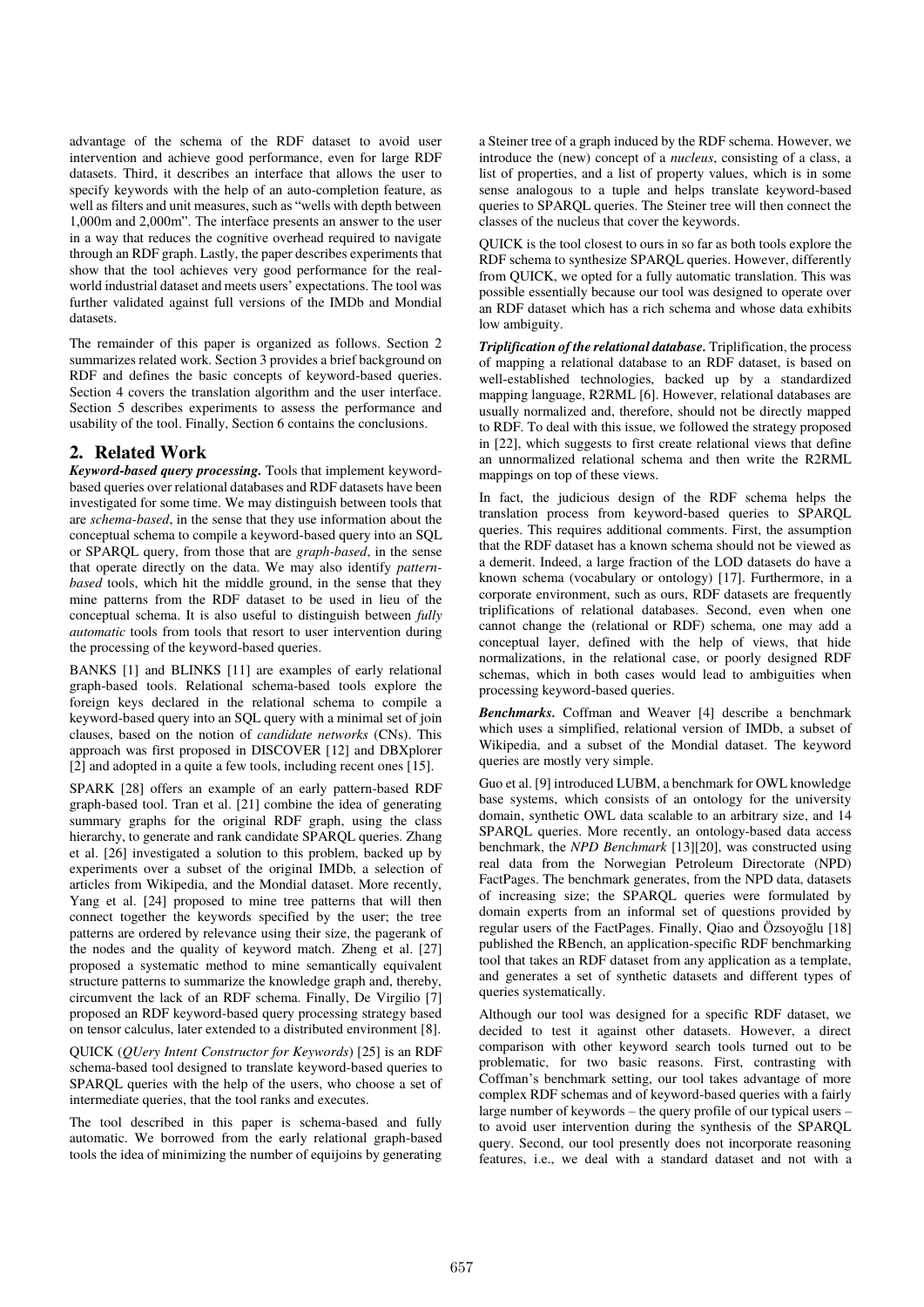advantage of the schema of the RDF dataset to avoid user intervention and achieve good performance, even for large RDF datasets. Third, it describes an interface that allows the user to specify keywords with the help of an auto-completion feature, as well as filters and unit measures, such as "wells with depth between 1,000m and 2,000m". The interface presents an answer to the user in a way that reduces the cognitive overhead required to navigate through an RDF graph. Lastly, the paper describes experiments that show that the tool achieves very good performance for the real-world industrial dataset and meets users' expectations. The tool was further validated against full versions of the IMDb and Mondial datasets.

The remainder of this paper is organized as follows. Section 2 summarizes related work. Section 3 provides a brief background on RDF and defines the basic concepts of keyword-based queries. Section 4 covers the translation algorithm and the user interface. Section 5 describes experiments to assess the performance and usability of the tool. Finally, Section 6 contains the conclusions.

## 2. Related Work

***Keyword-based query processing.*** Tools that implement keyword-based queries over relational databases and RDF datasets have been investigated for some time. We may distinguish between tools that are *schema-based*, in the sense that they use information about the conceptual schema to compile a keyword-based query into an SQL or SPARQL query, from those that are *graph-based*, in the sense that operate directly on the data. We may also identify *pattern-based* tools, which hit the middle ground, in the sense that they mine patterns from the RDF dataset to be used in lieu of the conceptual schema. It is also useful to distinguish between *fully automatic* tools from tools that resort to user intervention during the processing of the keyword-based queries.

BANKS [1] and BLINKS [11] are examples of early relational graph-based tools. Relational schema-based tools explore the foreign keys declared in the relational schema to compile a keyword-based query into an SQL query with a minimal set of join clauses, based on the notion of *candidate networks* (CNs). This approach was first proposed in DISCOVER [12] and DBXplorer [2] and adopted in a quite a few tools, including recent ones [15].

SPARK [28] offers an example of an early pattern-based RDF graph-based tool. Tran et al. [21] combine the idea of generating summary graphs for the original RDF graph, using the class hierarchy, to generate and rank candidate SPARQL queries. Zhang et al. [26] investigated a solution to this problem, backed up by experiments over a subset of the original IMDb, a selection of articles from Wikipedia, and the Mondial dataset. More recently, Yang et al. [24] proposed to mine tree patterns that will then connect together the keywords specified by the user; the tree patterns are ordered by relevance using their size, the pagerank of the nodes and the quality of keyword match. Zheng et al. [27] proposed a systematic method to mine semantically equivalent structure patterns to summarize the knowledge graph and, thereby, circumvent the lack of an RDF schema. Finally, De Virgilio [7] proposed an RDF keyword-based query processing strategy based on tensor calculus, later extended to a distributed environment [8].

QUICK (*QUery Intent Constructor for Keywords*) [25] is an RDF schema-based tool designed to translate keyword-based queries to SPARQL queries with the help of the users, who choose a set of intermediate queries, that the tool ranks and executes.

The tool described in this paper is schema-based and fully automatic. We borrowed from the early relational graph-based tools the idea of minimizing the number of equijoins by generating a Steiner tree of a graph induced by the RDF schema. However, we introduce the (new) concept of a *nucleus*, consisting of a class, a list of properties, and a list of property values, which is in some sense analogous to a tuple and helps translate keyword-based queries to SPARQL queries. The Steiner tree will then connect the classes of the nucleus that cover the keywords.

QUICK is the tool closest to ours in so far as both tools explore the RDF schema to synthesize SPARQL queries. However, differently from QUICK, we opted for a fully automatic translation. This was possible essentially because our tool was designed to operate over an RDF dataset which has a rich schema and whose data exhibits low ambiguity.

***Triplification of the relational database.*** Triplification, the process of mapping a relational database to an RDF dataset, is based on well-established technologies, backed up by a standardized mapping language, R2RML [6]. However, relational databases are usually normalized and, therefore, should not be directly mapped to RDF. To deal with this issue, we followed the strategy proposed in [22], which suggests to first create relational views that define an unnormalized relational schema and then write the R2RML mappings on top of these views.

In fact, the judicious design of the RDF schema helps the translation process from keyword-based queries to SPARQL queries. This requires additional comments. First, the assumption that the RDF dataset has a known schema should not be viewed as a demerit. Indeed, a large fraction of the LOD datasets do have a known schema (vocabulary or ontology) [17]. Furthermore, in a corporate environment, such as ours, RDF datasets are frequently triplifications of relational databases. Second, even when one cannot change the (relational or RDF) schema, one may add a conceptual layer, defined with the help of views, that hide normalizations, in the relational case, or poorly designed RDF schemas, which in both cases would lead to ambiguities when processing keyword-based queries.

***Benchmarks.*** Coffman and Weaver [4] describe a benchmark which uses a simplified, relational version of IMDb, a subset of Wikipedia, and a subset of the Mondial dataset. The keyword queries are mostly very simple.

Guo et al. [9] introduced LUBM, a benchmark for OWL knowledge base systems, which consists of an ontology for the university domain, synthetic OWL data scalable to an arbitrary size, and 14 SPARQL queries. More recently, an ontology-based data access benchmark, the *NPD Benchmark* [13][20], was constructed using real data from the Norwegian Petroleum Directorate (NPD) FactPages. The benchmark generates, from the NPD data, datasets of increasing size; the SPARQL queries were formulated by domain experts from an informal set of questions provided by regular users of the FactPages. Finally, Qiao and Özsoyoğlu [18] published the RBench, an application-specific RDF benchmarking tool that takes an RDF dataset from any application as a template, and generates a set of synthetic datasets and different types of queries systematically.

Although our tool was designed for a specific RDF dataset, we decided to test it against other datasets. However, a direct comparison with other keyword search tools turned out to be problematic, for two basic reasons. First, contrasting with Coffman's benchmark setting, our tool takes advantage of more complex RDF schemas and of keyword-based queries with a fairly large number of keywords – the query profile of our typical users – to avoid user intervention during the synthesis of the SPARQL query. Second, our tool presently does not incorporate reasoning features, i.e., we deal with a standard dataset and not with a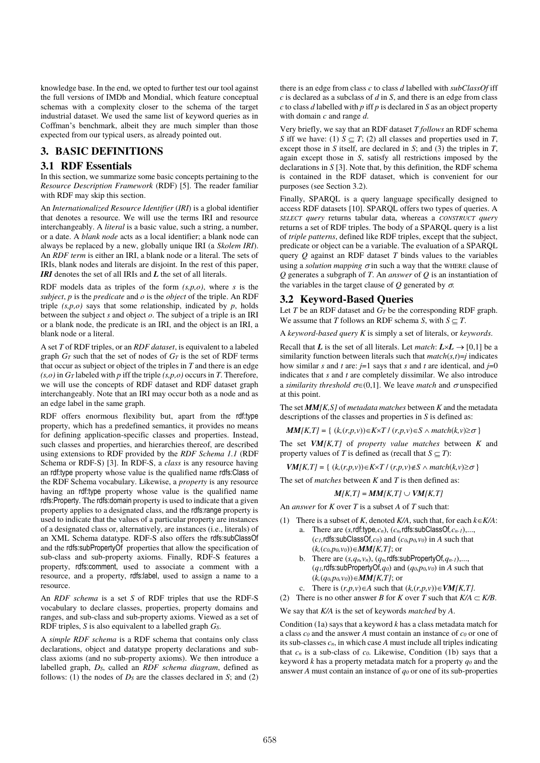knowledge base. In the end, we opted to further test our tool against the full versions of IMDb and Mondial, which feature conceptual schemas with a complexity closer to the schema of the target industrial dataset. We used the same list of keyword queries as in Coffman's benchmark, albeit they are much simpler than those expected from our typical users, as already pointed out.

# 3. BASIC DEFINITIONS

## 3.1 RDF Essentials

In this section, we summarize some basic concepts pertaining to the *Resource Description Framework* (RDF) [5]. The reader familiar with RDF may skip this section.

An *Internationalized Resource Identifier* (*IRI*) is a global identifier that denotes a resource. We will use the terms IRI and resource interchangeably. A *literal* is a basic value, such a string, a number, or a date. A *blank node* acts as a local identifier; a blank node can always be replaced by a new, globally unique IRI (a *Skolem IRI*). An *RDF term* is either an IRI, a blank node or a literal. The sets of IRIs, blank nodes and literals are disjoint. In the rest of this paper, ***IRI*** denotes the set of all IRIs and ***L*** the set of all literals.

RDF models data as triples of the form *(s,p,o)*, where *s* is the *subject*, *p* is the *predicate* and *o* is the *object* of the triple. An RDF triple *(s,p,o)* says that some relationship, indicated by *p*, holds between the subject *s* and object *o*. The subject of a triple is an IRI or a blank node, the predicate is an IRI, and the object is an IRI, a blank node or a literal.

A set *T* of RDF triples, or an *RDF dataset*, is equivalent to a labeled graph $G_T$ such that the set of nodes of $G_T$ is the set of RDF terms that occur as subject or object of the triples in *T* and there is an edge *(s,o)* in $G_T$ labeled with *p* iff the triple *(s,p,o)* occurs in *T*. Therefore, we will use the concepts of RDF dataset and RDF dataset graph interchangeably. Note that an IRI may occur both as a node and as an edge label in the same graph.

RDF offers enormous flexibility but, apart from the rdf:type property, which has a predefined semantics, it provides no means for defining application-specific classes and properties. Instead, such classes and properties, and hierarchies thereof, are described using extensions to RDF provided by the *RDF Schema 1.1* (RDF Schema or RDF-S) [3]. In RDF-S, a *class* is any resource having an rdf:type property whose value is the qualified name rdfs:Class of the RDF Schema vocabulary. Likewise, a *property* is any resource having an rdf:type property whose value is the qualified name rdfs:Property. The rdfs:domain property is used to indicate that a given property applies to a designated class, and the rdfs:range property is used to indicate that the values of a particular property are instances of a designated class or, alternatively, are instances (i.e., literals) of an XML Schema datatype. RDF-S also offers the rdfs:subClassOf and the rdfs:subPropertyOf properties that allow the specification of sub-class and sub-property axioms. Finally, RDF-S features a property, rdfs:comment, used to associate a comment with a resource, and a property, rdfs:label, used to assign a name to a resource.

An *RDF schema* is a set *S* of RDF triples that use the RDF-S vocabulary to declare classes, properties, property domains and ranges, and sub-class and sub-property axioms. Viewed as a set of RDF triples, *S* is also equivalent to a labelled graph $G_S$.

A *simple RDF schema* is a RDF schema that contains only class declarations, object and datatype property declarations and sub-class axioms (and no sub-property axioms). We then introduce a labelled graph, $D_S$, called an *RDF schema diagram*, defined as follows: (1) the nodes of $D_S$ are the classes declared in *S*; and (2) there is an edge from class *c* to class *d* labelled with *subClassOf* iff *c* is declared as a subclass of *d* in *S*, and there is an edge from class *c* to class *d* labelled with *p* iff *p* is declared in *S* as an object property with domain *c* and range *d*.

Very briefly, we say that an RDF dataset *T follows* an RDF schema *S* iff we have: (1) $S \subseteq T$; (2) all classes and properties used in *T*, except those in *S* itself, are declared in *S*; and (3) the triples in *T*, again except those in *S*, satisfy all restrictions imposed by the declarations in *S* [3]. Note that, by this definition, the RDF schema is contained in the RDF dataset, which is convenient for our purposes (see Section 3.2).

Finally, SPARQL is a query language specifically designed to access RDF datasets [10]. SPARQL offers two types of queries. A *SELECT query* returns tabular data, whereas a *CONSTRUCT query* returns a set of RDF triples. The body of a SPARQL query is a list of *triple patterns*, defined like RDF triples, except that the subject, predicate or object can be a variable. The evaluation of a SPARQL query *Q* against an RDF dataset *T* binds values to the variables using a *solution mapping* $\sigma$ in such a way that the WHERE clause of *Q* generates a subgraph of *T*. An *answer* of *Q* is an instantiation of the variables in the target clause of *Q* generated by $\sigma$.

## 3.2 Keyword-Based Queries

Let *T* be an RDF dataset and $G_T$ be the corresponding RDF graph. We assume that *T* follows an RDF schema *S*, with $S \subseteq T$.

A *keyword-based query K* is simply a set of literals, or *keywords*.

Recall that ***L*** is the set of all literals. Let *match*: $\boldsymbol{L}\times\boldsymbol{L} \rightarrow [0,1]$ be a similarity function between literals such that *match*(*s,t*)=*j* indicates how similar *s* and *t* are: *j*=1 says that *s* and *t* are identical, and *j*=0 indicates that *s* and *t* are completely dissimilar. We also introduce a *similarity threshold* $\sigma\in(0,1]$. We leave *match* and $\sigma$ unspecified at this point.

The set ***MM**[K,S]* of *metadata matches* between *K* and the metadata descriptions of the classes and properties in *S* is defined as:

$$\boldsymbol{MM}[K,T] = \{ (k,(r,p,v))\in K\times T \;/\; (r,p,v)\in S \wedge match(k,v)\geq\sigma \}$$

The set ***VM**[K,T]* of *property value matches* between *K* and property values of *T* is defined as (recall that $S \subseteq T$):

$$\boldsymbol{VM}[K,T] = \{ (k,(r,p,v))\in K\times T \;/\; (r,p,v)\notin S \wedge match(k,v)\geq\sigma \}$$

The set of *matches* between *K* and *T* is then defined as:

$$\boldsymbol{M}[K,T] = \boldsymbol{MM}[K,T] \cup \boldsymbol{VM}[K,T]$$

An *answer* for *K* over *T* is a subset *A* of *T* such that:

1. There is a subset of *K*, denoted *K/A*, such that, for each $k\in K/A$:
   a. There are ($s$,rdf:type,$c_n$), ($c_n$,rdfs:subClassOf,$c_{n-1}$),..., ($c_1$,rdfs:subClassOf,$c_0$) and ($c_0$,$p_0$,$v_0$) in *A* such that $(k,(c_0,p_0,v_0))\in\boldsymbol{MM}[K,T]$; or
   b. There are ($s$,$q_n$,$v_n$), ($q_n$,rdfs:subPropertyOf,$q_{n-1}$),..., ($q_1$,rdfs:subPropertyOf,$q_0$) and ($q_0$,$p_0$,$v_0$) in *A* such that $(k,(q_0,p_0,v_0))\in\boldsymbol{MM}[K,T]$; or
   c. There is $(r,p,v)\in A$ such that $(k,(r,p,v))\in\boldsymbol{VM}[K,T]$.
2. There is no other answer *B* for *K* over *T* such that $K/A \subset K/B$.

We say that *K/A* is the set of keywords *matched* by *A*.

Condition (1a) says that a keyword *k* has a class metadata match for a class $c_0$ and the answer *A* must contain an instance of $c_0$ or one of its sub-classes $c_n$, in which case *A* must include all triples indicating that $c_n$ is a sub-class of $c_0$. Likewise, Condition (1b) says that a keyword *k* has a property metadata match for a property $q_0$ and the answer *A* must contain an instance of $q_0$ or one of its sub-properties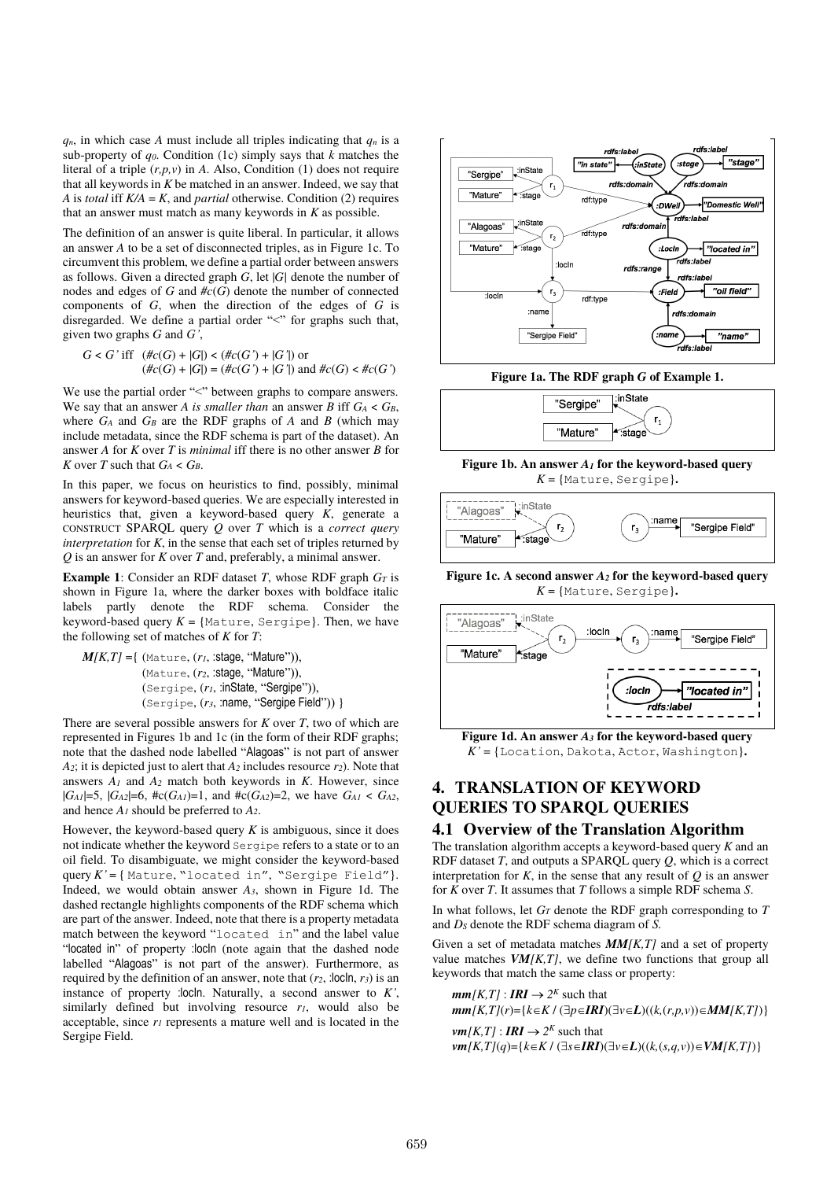$q_n$, in which case $A$ must include all triples indicating that $q_n$ is a sub-property of $q_0$. Condition (1c) simply says that $k$ matches the literal of a triple $(r,p,v)$ in $A$. Also, Condition (1) does not require that all keywords in $K$ be matched in an answer. Indeed, we say that $A$ is *total* iff $K/A = K$, and *partial* otherwise. Condition (2) requires that an answer must match as many keywords in $K$ as possible.

The definition of an answer is quite liberal. In particular, it allows an answer $A$ to be a set of disconnected triples, as in Figure 1c. To circumvent this problem, we define a partial order between answers as follows. Given a directed graph $G$, let $|G|$ denote the number of nodes and edges of $G$ and $\#c(G)$ denote the number of connected components of $G$, when the direction of the edges of $G$ is disregarded. We define a partial order "<" for graphs such that, given two graphs $G$ and $G'$,

$$G < G' \text{ iff } (\#c(G) + |G|) < (\#c(G') + |G'|) \text{ or } (\#c(G) + |G|) = (\#c(G') + |G'|) \text{ and } \#c(G) < \#c(G')$$

We use the partial order "<" between graphs to compare answers. We say that an answer $A$ *is smaller than* an answer $B$ iff $G_A < G_B$, where $G_A$ and $G_B$ are the RDF graphs of $A$ and $B$ (which may include metadata, since the RDF schema is part of the dataset). An answer $A$ for $K$ over $T$ is *minimal* iff there is no other answer $B$ for $K$ over $T$ such that $G_A < G_B$.

In this paper, we focus on heuristics to find, possibly, minimal answers for keyword-based queries. We are especially interested in heuristics that, given a keyword-based query $K$, generate a CONSTRUCT SPARQL query $Q$ over $T$ which is a *correct query interpretation* for $K$, in the sense that each set of triples returned by $Q$ is an answer for $K$ over $T$ and, preferably, a minimal answer.

**Example 1**: Consider an RDF dataset $T$, whose RDF graph $G_T$ is shown in Figure 1a, where the darker boxes with boldface italic labels partly denote the RDF schema. Consider the keyword-based query $K$ = {Mature, Sergipe}. Then, we have the following set of matches of $K$ for $T$:

***M**[K,T]* ={ (Mature, ($r_1$, :stage, "Mature")),
(Mature, ($r_2$, :stage, "Mature")),
(Sergipe, ($r_1$, :inState, "Sergipe")),
(Sergipe, ($r_3$, :name, "Sergipe Field")) }

There are several possible answers for $K$ over $T$, two of which are represented in Figures 1b and 1c (in the form of their RDF graphs; note that the dashed node labelled "Alagoas" is not part of answer $A_2$; it is depicted just to alert that $A_2$ includes resource $r_2$). Note that answers $A_1$ and $A_2$ match both keywords in $K$. However, since $|G_{A1}|$=5, $|G_{A2}|$=6, #c($G_{A1}$)=1, and #c($G_{A2}$)=2, we have $G_{A1} < G_{A2}$, and hence $A_1$ should be preferred to $A_2$.

However, the keyword-based query $K$ is ambiguous, since it does not indicate whether the keyword Sergipe refers to a state or to an oil field. To disambiguate, we might consider the keyword-based query $K'$ = { Mature, "located in", "Sergipe Field"}. Indeed, we would obtain answer $A_3$, shown in Figure 1d. The dashed rectangle highlights components of the RDF schema which are part of the answer. Indeed, note that there is a property metadata match between the keyword "located in" and the label value "located in" of property :locIn (note again that the dashed node labelled "Alagoas" is not part of the answer). Furthermore, as required by the definition of an answer, note that ($r_2$, :locIn, $r_3$) is an instance of property :locIn. Naturally, a second answer to $K'$, similarly defined but involving resource $r_1$, would also be acceptable, since $r_1$ represents a mature well and is located in the Sergipe Field.

"Sergipe" :inState r1
"Mature" :stage
"Alagoas" :inState r2
"Mature" :stage
:locIn
:locIn r3
:name
"Sergipe Field"
rdf:type
rdf:type
rdf:type
rdfs:label rdfs:label
"in state" :inState :stage "stage"
rdfs:domain rdfs:domain
:DWell "Domestic Well"
rdfs:domain rdfs:label
:LocIn "located in"
rdfs:range rdfs:label
rdfs:label
:Field "oil field"
rdfs:domain
:name "name"
rdfs:label

**Figure 1a. The RDF graph $G$ of Example 1.**

"Sergipe" :inState r1
"Mature" :stage

**Figure 1b. An answer $A_1$ for the keyword-based query $K$ = {Mature, Sergipe}.**

"Alagoas" :inState r2
"Mature" :stage
r3 :name "Sergipe Field"

**Figure 1c. A second answer $A_2$ for the keyword-based query $K$ = {Mature, Sergipe}.**

"Alagoas" :inState r2 :locIn r3 :name "Sergipe Field"
"Mature" :stage
:locIn "located in"
rdfs:label

**Figure 1d. An answer $A_3$ for the keyword-based query $K'$ = {Location, Dakota, Actor, Washington}.**

# 4. TRANSLATION OF KEYWORD QUERIES TO SPARQL QUERIES

## 4.1 Overview of the Translation Algorithm

The translation algorithm accepts a keyword-based query $K$ and an RDF dataset $T$, and outputs a SPARQL query $Q$, which is a correct interpretation for $K$, in the sense that any result of $Q$ is an answer for $K$ over $T$. It assumes that $T$ follows a simple RDF schema $S$.

In what follows, let $G_T$ denote the RDF graph corresponding to $T$ and $D_S$ denote the RDF schema diagram of $S$.

Given a set of metadata matches ***MM**[K,T]* and a set of property value matches ***VM**[K,T]*, we define two functions that group all keywords that match the same class or property:

$\boldsymbol{mm}[K,T] : \boldsymbol{IRI} \rightarrow 2^K$ such that
$\boldsymbol{mm}[K,T](r)=\{k \in K \,/\, (\exists p \in \boldsymbol{IRI})(\exists v \in \boldsymbol{L})((k,(r,p,v)) \in \boldsymbol{MM}[K,T])\}$

$\boldsymbol{vm}[K,T] : \boldsymbol{IRI} \rightarrow 2^K$ such that
$\boldsymbol{vm}[K,T](q)=\{k \in K \,/\, (\exists s \in \boldsymbol{IRI})(\exists v \in \boldsymbol{L})((k,(s,q,v)) \in \boldsymbol{VM}[K,T])\}$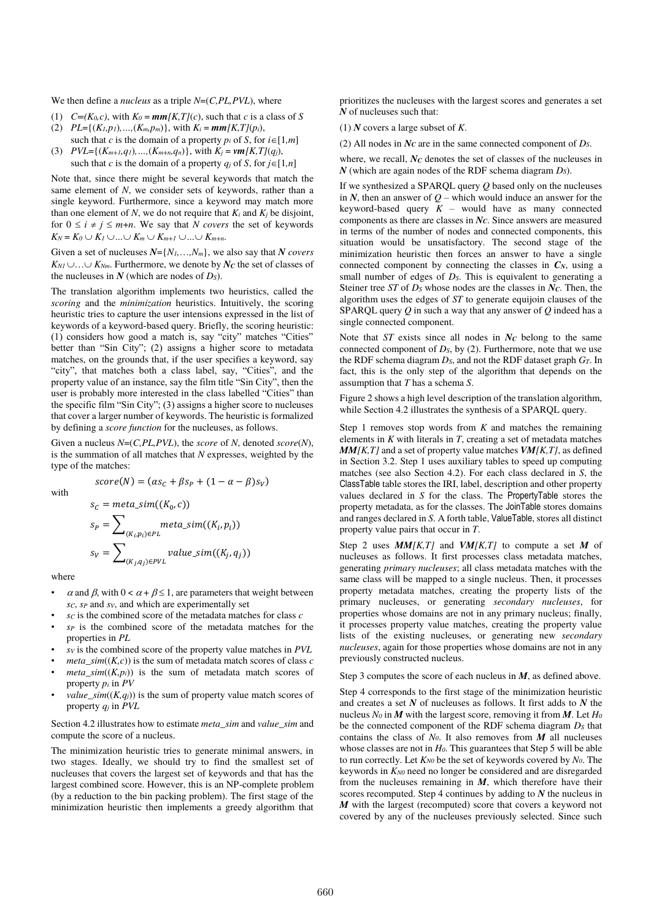We then define a *nucleus* as a triple $N=(C,PL,PVL)$, where

(1) $C=(K_0,c)$, with $K_0 = \boldsymbol{mm}[K,T](c)$, such that $c$ is a class of $S$
(2) $PL=\{(K_1,p_1),\ldots,(K_m,p_m)\}$, with $K_i = \boldsymbol{mm}[K,T](p_i)$, such that $c$ is the domain of a property $p_i$ of $S$, for $i\in[1,m]$
(3) $PVL=\{(K_{m+1},q_1),\ldots,(K_{m+n},q_n)\}$, with $K_j = \boldsymbol{vm}[K,T](q_j)$, such that $c$ is the domain of a property $q_j$ of $S$, for $j\in[1,n]$

Note that, since there might be several keywords that match the same element of $N$, we consider sets of keywords, rather than a single keyword. Furthermore, since a keyword may match more than one element of $N$, we do not require that $K_i$ and $K_j$ be disjoint, for $0 \le i \ne j \le m+n$. We say that $N$ *covers* the set of keywords $K_N = K_0 \cup K_1 \cup \ldots \cup K_m \cup K_{m+1} \cup \ldots \cup K_{m+n}$.

Given a set of nucleuses $\boldsymbol{N}=\{N_1,\ldots,N_m\}$, we also say that $\boldsymbol{N}$ *covers* $K_{N1} \cup \ldots \cup K_{Nm}$. Furthermore, we denote by $\boldsymbol{N_C}$ the set of classes of the nucleuses in $\boldsymbol{N}$ (which are nodes of $D_S$).

The translation algorithm implements two heuristics, called the *scoring* and the *minimization* heuristics. Intuitively, the scoring heuristic tries to capture the user intensions expressed in the list of keywords of a keyword-based query. Briefly, the scoring heuristic: (1) considers how good a match is, say "city" matches "Cities" better than "Sin City"; (2) assigns a higher score to metadata matches, on the grounds that, if the user specifies a keyword, say "city", that matches both a class label, say, "Cities", and the property value of an instance, say the film title "Sin City", then the user is probably more interested in the class labelled "Cities" than the specific film "Sin City"; (3) assigns a higher score to nucleuses that cover a larger number of keywords. The heuristic is formalized by defining a *score function* for the nucleuses, as follows.

Given a nucleus $N=(C,PL,PVL)$, the *score* of $N$, denoted $score(N)$, is the summation of all matches that $N$ expresses, weighted by the type of the matches:

$$score(N) = (\alpha s_C + \beta s_P + (1-\alpha-\beta) s_V)$$

with

$$s_C = meta\_sim((K_0, c))$$

$$s_P = \sum_{(K_i,p_i)\in PL} meta\_sim((K_i, p_i))$$

$$s_V = \sum_{(K_j,q_j)\in PVL} value\_sim((K_j, q_j))$$

where

- $\alpha$ and $\beta$, with $0 < \alpha + \beta \le 1$, are parameters that weight between $s_C$, $s_P$ and $s_V$, and which are experimentally set
- $s_C$ is the combined score of the metadata matches for class $c$
- $s_P$ is the combined score of the metadata matches for the properties in $PL$
- $s_V$ is the combined score of the property value matches in $PVL$
- $meta\_sim((K,c))$ is the sum of metadata match scores of class $c$
- $meta\_sim((K,p_i))$ is the sum of metadata match scores of property $p_i$ in $PV$
- $value\_sim((K,q_j))$ is the sum of property value match scores of property $q_j$ in $PVL$

Section 4.2 illustrates how to estimate $meta\_sim$ and $value\_sim$ and compute the score of a nucleus.

The minimization heuristic tries to generate minimal answers, in two stages. Ideally, we should try to find the smallest set of nucleuses that covers the largest set of keywords and that has the largest combined score. However, this is an NP-complete problem (by a reduction to the bin packing problem). The first stage of the minimization heuristic then implements a greedy algorithm that prioritizes the nucleuses with the largest scores and generates a set $\boldsymbol{N}$ of nucleuses such that:

(1) $\boldsymbol{N}$ covers a large subset of $K$.

(2) All nodes in $\boldsymbol{N_C}$ are in the same connected component of $D_S$.

where, we recall, $\boldsymbol{N_C}$ denotes the set of classes of the nucleuses in $\boldsymbol{N}$ (which are again nodes of the RDF schema diagram $D_S$).

If we synthesized a SPARQL query $Q$ based only on the nucleuses in $\boldsymbol{N}$, then an answer of $Q$ – which would induce an answer for the keyword-based query $K$ – would have as many connected components as there are classes in $\boldsymbol{N_C}$. Since answers are measured in terms of the number of nodes and connected components, this situation would be unsatisfactory. The second stage of the minimization heuristic then forces an answer to have a single connected component by connecting the classes in $\boldsymbol{C_N}$, using a small number of edges of $D_S$. This is equivalent to generating a Steiner tree $ST$ of $D_S$ whose nodes are the classes in $\boldsymbol{N_C}$. Then, the algorithm uses the edges of $ST$ to generate equijoin clauses of the SPARQL query $Q$ in such a way that any answer of $Q$ indeed has a single connected component.

Note that $ST$ exists since all nodes in $\boldsymbol{N_C}$ belong to the same connected component of $D_S$, by (2). Furthermore, note that we use the RDF schema diagram $D_S$, and not the RDF dataset graph $G_T$. In fact, this is the only step of the algorithm that depends on the assumption that $T$ has a schema $S$.

Figure 2 shows a high level description of the translation algorithm, while Section 4.2 illustrates the synthesis of a SPARQL query.

Step 1 removes stop words from $K$ and matches the remaining elements in $K$ with literals in $T$, creating a set of metadata matches $\boldsymbol{MM}[K,T]$ and a set of property value matches $\boldsymbol{VM}[K,T]$, as defined in Section 3.2. Step 1 uses auxiliary tables to speed up computing matches (see also Section 4.2). For each class declared in $S$, the ClassTable table stores the IRI, label, description and other property values declared in $S$ for the class. The PropertyTable stores the property metadata, as for the classes. The JoinTable stores domains and ranges declared in $S$. A forth table, ValueTable, stores all distinct property value pairs that occur in $T$.

Step 2 uses $\boldsymbol{MM}[K,T]$ and $\boldsymbol{VM}[K,T]$ to compute a set $\boldsymbol{M}$ of nucleuses as follows. It first processes class metadata matches, generating *primary nucleuses*; all class metadata matches with the same class will be mapped to a single nucleus. Then, it processes property metadata matches, creating the property lists of the primary nucleuses, or generating *secondary nucleuses*, for properties whose domains are not in any primary nucleus; finally, it processes property value matches, creating the property value lists of the existing nucleuses, or generating new *secondary nucleuses*, again for those properties whose domains are not in any previously constructed nucleus.

Step 3 computes the score of each nucleus in $\boldsymbol{M}$, as defined above.

Step 4 corresponds to the first stage of the minimization heuristic and creates a set $\boldsymbol{N}$ of nucleuses as follows. It first adds to $\boldsymbol{N}$ the nucleus $N_0$ in $\boldsymbol{M}$ with the largest score, removing it from $\boldsymbol{M}$. Let $H_0$ be the connected component of the RDF schema diagram $D_S$ that contains the class of $N_0$. It also removes from $\boldsymbol{M}$ all nucleuses whose classes are not in $H_0$. This guarantees that Step 5 will be able to run correctly. Let $K_{N0}$ be the set of keywords covered by $N_0$. The keywords in $K_{N0}$ need no longer be considered and are disregarded from the nucleuses remaining in $\boldsymbol{M}$, which therefore have their scores recomputed. Step 4 continues by adding to $\boldsymbol{N}$ the nucleus in $\boldsymbol{M}$ with the largest (recomputed) score that covers a keyword not covered by any of the nucleuses previously selected. Since such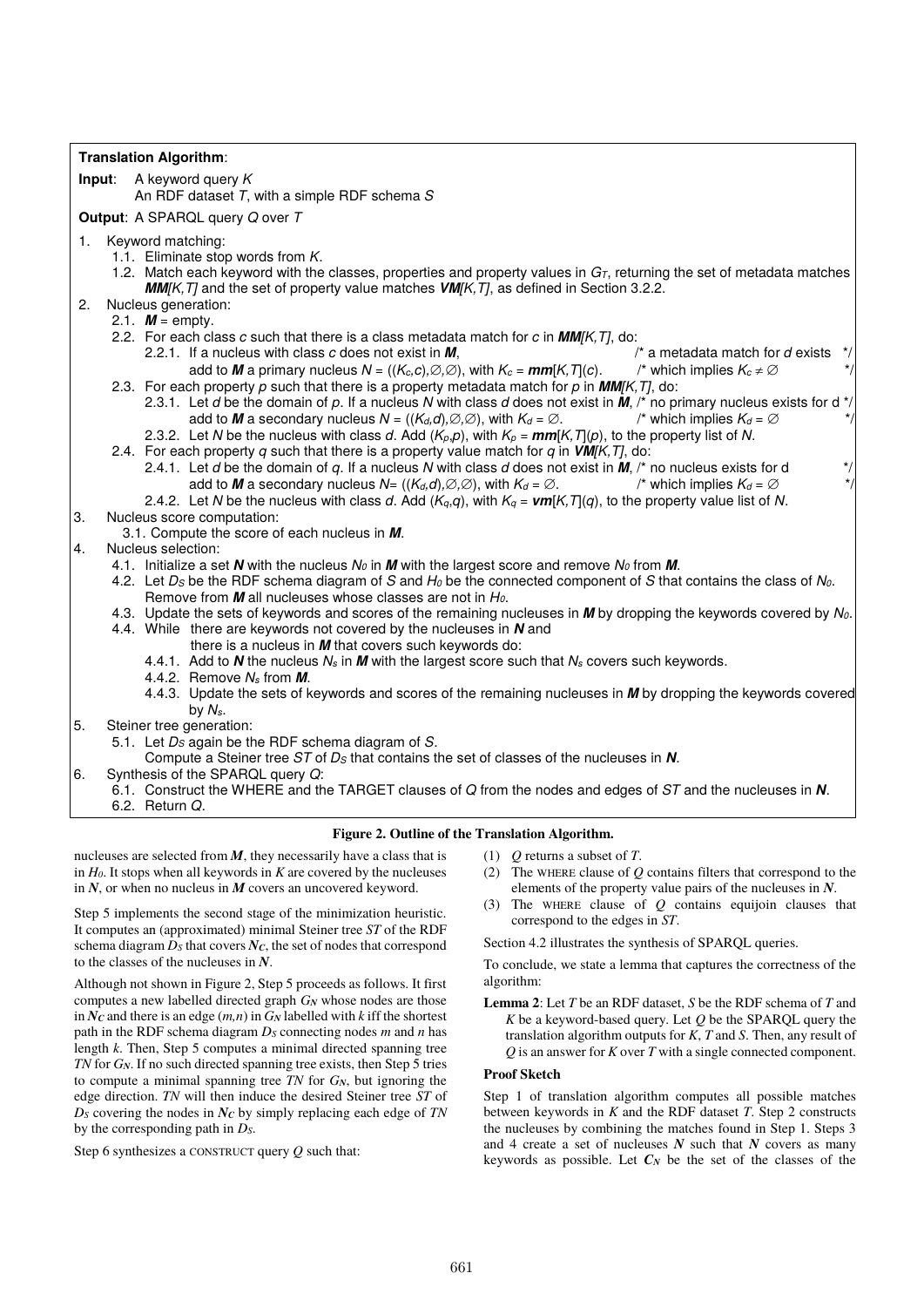**Translation Algorithm**:

**Input**: A keyword query $K$
An RDF dataset $T$, with a simple RDF schema $S$

**Output**: A SPARQL query $Q$ over $T$

1. Keyword matching:
   - 1.1. Eliminate stop words from $K$.
   - 1.2. Match each keyword with the classes, properties and property values in $G_T$, returning the set of metadata matches $\boldsymbol{MM}[K,T]$ and the set of property value matches $\boldsymbol{VM}[K,T]$, as defined in Section 3.2.2.
2. Nucleus generation:
   - 2.1. $\boldsymbol{M}$ = empty.
   - 2.2. For each class $c$ such that there is a class metadata match for $c$ in $\boldsymbol{MM}[K,T]$, do:
     - 2.2.1. If a nucleus with class $c$ does not exist in $\boldsymbol{M}$, /* a metadata match for $d$ exists */
       add to $\boldsymbol{M}$ a primary nucleus $N = ((K_c,c),\emptyset,\emptyset)$, with $K_c = \boldsymbol{mm}[K,T](c)$. /* which implies $K_c \neq \emptyset$ */
   - 2.3. For each property $p$ such that there is a property metadata match for $p$ in $\boldsymbol{MM}[K,T]$, do:
     - 2.3.1. Let $d$ be the domain of $p$. If a nucleus $N$ with class $d$ does not exist in $\boldsymbol{M}$, /* no primary nucleus exists for d */
       add to $\boldsymbol{M}$ a secondary nucleus $N = ((K_d,d),\emptyset,\emptyset)$, with $K_d = \emptyset$. /* which implies $K_d = \emptyset$ */
     - 2.3.2. Let $N$ be the nucleus with class $d$. Add $(K_p,p)$, with $K_p = \boldsymbol{mm}[K,T](p)$, to the property list of $N$.
   - 2.4. For each property $q$ such that there is a property value match for $q$ in $\boldsymbol{VM}[K,T]$, do:
     - 2.4.1. Let $d$ be the domain of $q$. If a nucleus $N$ with class $d$ does not exist in $\boldsymbol{M}$, /* no nucleus exists for d */
       add to $\boldsymbol{M}$ a secondary nucleus $N = ((K_d,d),\emptyset,\emptyset)$, with $K_d = \emptyset$. /* which implies $K_d = \emptyset$ */
     - 2.4.2. Let $N$ be the nucleus with class $d$. Add $(K_q,q)$, with $K_q = \boldsymbol{vm}[K,T](q)$, to the property value list of $N$.
3. Nucleus score computation:
   - 3.1. Compute the score of each nucleus in $\boldsymbol{M}$.
4. Nucleus selection:
   - 4.1. Initialize a set $\boldsymbol{N}$ with the nucleus $N_0$ in $\boldsymbol{M}$ with the largest score and remove $N_0$ from $\boldsymbol{M}$.
   - 4.2. Let $D_S$ be the RDF schema diagram of $S$ and $H_0$ be the connected component of $S$ that contains the class of $N_0$. Remove from $\boldsymbol{M}$ all nucleuses whose classes are not in $H_0$.
   - 4.3. Update the sets of keywords and scores of the remaining nucleuses in $\boldsymbol{M}$ by dropping the keywords covered by $N_0$.
   - 4.4. While there are keywords not covered by the nucleuses in $\boldsymbol{N}$ and
     there is a nucleus in $\boldsymbol{M}$ that covers such keywords do:
     - 4.4.1. Add to $\boldsymbol{N}$ the nucleus $N_s$ in $\boldsymbol{M}$ with the largest score such that $N_s$ covers such keywords.
     - 4.4.2. Remove $N_s$ from $\boldsymbol{M}$.
     - 4.4.3. Update the sets of keywords and scores of the remaining nucleuses in $\boldsymbol{M}$ by dropping the keywords covered by $N_s$.
5. Steiner tree generation:
   - 5.1. Let $D_S$ again be the RDF schema diagram of $S$.
     Compute a Steiner tree $ST$ of $D_S$ that contains the set of classes of the nucleuses in $\boldsymbol{N}$.
6. Synthesis of the SPARQL query $Q$:
   - 6.1. Construct the WHERE and the TARGET clauses of $Q$ from the nodes and edges of $ST$ and the nucleuses in $\boldsymbol{N}$.
   - 6.2. Return $Q$.

**Figure 2. Outline of the Translation Algorithm.**

nucleuses are selected from $\boldsymbol{M}$, they necessarily have a class that is in $H_0$. It stops when all keywords in $K$ are covered by the nucleuses in $\boldsymbol{N}$, or when no nucleus in $\boldsymbol{M}$ covers an uncovered keyword.

Step 5 implements the second stage of the minimization heuristic. It computes an (approximated) minimal Steiner tree $ST$ of the RDF schema diagram $D_S$ that covers $\boldsymbol{N_C}$, the set of nodes that correspond to the classes of the nucleuses in $\boldsymbol{N}$.

Although not shown in Figure 2, Step 5 proceeds as follows. It first computes a new labelled directed graph $G_N$ whose nodes are those in $\boldsymbol{N_C}$ and there is an edge $(m,n)$ in $G_N$ labelled with $k$ iff the shortest path in the RDF schema diagram $D_S$ connecting nodes $m$ and $n$ has length $k$. Then, Step 5 computes a minimal directed spanning tree $TN$ for $G_N$. If no such directed spanning tree exists, then Step 5 tries to compute a minimal spanning tree $TN$ for $G_N$, but ignoring the edge direction. $TN$ will then induce the desired Steiner tree $ST$ of $D_S$ covering the nodes in $\boldsymbol{N_C}$ by simply replacing each edge of $TN$ by the corresponding path in $D_S$.

Step 6 synthesizes a CONSTRUCT query $Q$ such that:

(1) $Q$ returns a subset of $T$.

(2) The WHERE clause of $Q$ contains filters that correspond to the elements of the property value pairs of the nucleuses in $\boldsymbol{N}$.

(3) The WHERE clause of $Q$ contains equijoin clauses that correspond to the edges in $ST$.

Section 4.2 illustrates the synthesis of SPARQL queries.

To conclude, we state a lemma that captures the correctness of the algorithm:

**Lemma 2**: Let $T$ be an RDF dataset, $S$ be the RDF schema of $T$ and $K$ be a keyword-based query. Let $Q$ be the SPARQL query the translation algorithm outputs for $K$, $T$ and $S$. Then, any result of $Q$ is an answer for $K$ over $T$ with a single connected component.

**Proof Sketch**

Step 1 of translation algorithm computes all possible matches between keywords in $K$ and the RDF dataset $T$. Step 2 constructs the nucleuses by combining the matches found in Step 1. Steps 3 and 4 create a set of nucleuses $\boldsymbol{N}$ such that $\boldsymbol{N}$ covers as many keywords as possible. Let $\boldsymbol{C_N}$ be the set of the classes of the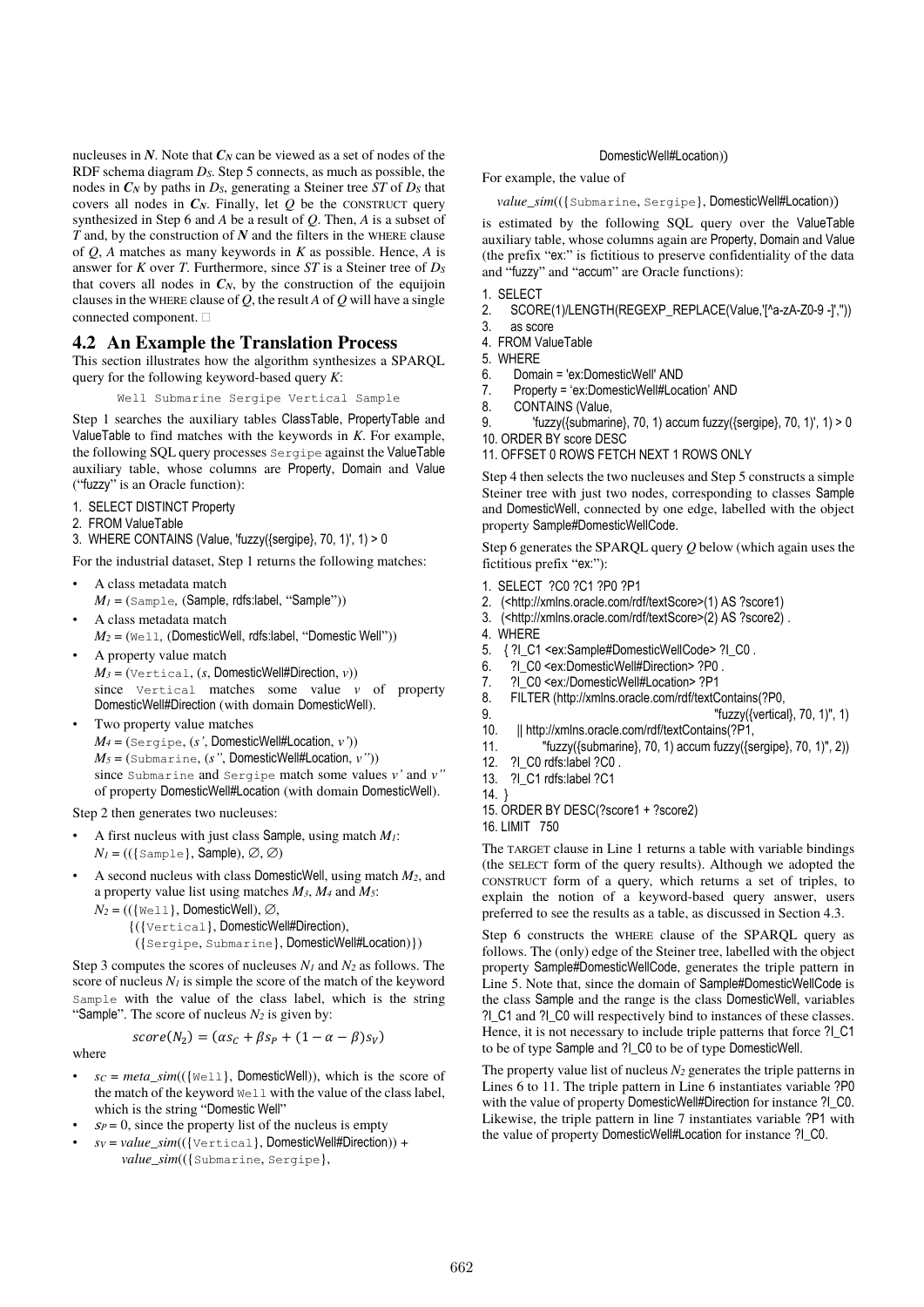nucleuses in $N$. Note that $C_N$ can be viewed as a set of nodes of the RDF schema diagram $D_S$. Step 5 connects, as much as possible, the nodes in $C_N$ by paths in $D_S$, generating a Steiner tree $ST$ of $D_S$ that covers all nodes in $C_N$. Finally, let $Q$ be the CONSTRUCT query synthesized in Step 6 and $A$ be a result of $Q$. Then, $A$ is a subset of $T$ and, by the construction of $N$ and the filters in the WHERE clause of $Q$, $A$ matches as many keywords in $K$ as possible. Hence, $A$ is answer for $K$ over $T$. Furthermore, since $ST$ is a Steiner tree of $D_S$ that covers all nodes in $C_N$, by the construction of the equijoin clauses in the WHERE clause of $Q$, the result $A$ of $Q$ will have a single connected component. □

## 4.2 An Example the Translation Process

This section illustrates how the algorithm synthesizes a SPARQL query for the following keyword-based query $K$:

`Well Submarine Sergipe Vertical Sample`

Step 1 searches the auxiliary tables ClassTable, PropertyTable and ValueTable to find matches with the keywords in $K$. For example, the following SQL query processes `Sergipe` against the ValueTable auxiliary table, whose columns are Property, Domain and Value ("fuzzy" is an Oracle function):

```
1. SELECT DISTINCT Property
2. FROM ValueTable
3. WHERE CONTAINS (Value, 'fuzzy({sergipe}, 70, 1)', 1) > 0
```

For the industrial dataset, Step 1 returns the following matches:

- A class metadata match
  $M_1$ = (`Sample`, (Sample, rdfs:label, "Sample"))
- A class metadata match
  $M_2$ = (`Well`, (DomesticWell, rdfs:label, "Domestic Well"))
- A property value match
  $M_3$ = (`Vertical`, ($s$, DomesticWell#Direction, $v$))
  since `Vertical` matches some value $v$ of property DomesticWell#Direction (with domain DomesticWell).
- Two property value matches
  $M_4$ = (`Sergipe`, ($s'$, DomesticWell#Location, $v'$))
  $M_5$ = (`Submarine`, ($s''$, DomesticWell#Location, $v''$))
  since `Submarine` and `Sergipe` match some values $v'$ and $v''$ of property DomesticWell#Location (with domain DomesticWell).

Step 2 then generates two nucleuses:

- A first nucleus with just class Sample, using match $M_1$:
  $N_1$ = (({`Sample`}, Sample), ∅, ∅)
- A second nucleus with class DomesticWell, using match $M_2$, and a property value list using matches $M_3$, $M_4$ and $M_5$:
  $N_2$ = (({`Well`}, DomesticWell), ∅,
  {({`Vertical`}, DomesticWell#Direction),
  ({`Sergipe`, `Submarine`}, DomesticWell#Location)})

Step 3 computes the scores of nucleuses $N_1$ and $N_2$ as follows. The score of nucleus $N_1$ is simple the score of the match of the keyword `Sample` with the value of the class label, which is the string "Sample". The score of nucleus $N_2$ is given by:

$$score(N_2) = (\alpha s_C + \beta s_P + (1 - \alpha - \beta) s_V)$$

where

- $s_C$ = *meta_sim*(({`Well`}, DomesticWell)), which is the score of the match of the keyword `Well` with the value of the class label, which is the string "Domestic Well"
- $s_P$ = 0, since the property list of the nucleus is empty
- $s_V$ = *value_sim*(({`Vertical`}, DomesticWell#Direction)) + *value_sim*(({`Submarine`, `Sergipe`}, DomesticWell#Location))

For example, the value of

*value_sim*(({`Submarine`, `Sergipe`}, DomesticWell#Location))

is estimated by the following SQL query over the ValueTable auxiliary table, whose columns again are Property, Domain and Value (the prefix "ex:" is fictitious to preserve confidentiality of the data and "fuzzy" and "accum" are Oracle functions):

```
1. SELECT
2.    SCORE(1)/LENGTH(REGEXP_REPLACE(Value,'[^a-zA-Z0-9 -]',''))
3.    as score
4. FROM ValueTable
5. WHERE
6.    Domain = 'ex:DomesticWell' AND
7.    Property = 'ex:DomesticWell#Location' AND
8.    CONTAINS (Value,
9.       'fuzzy({submarine}, 70, 1) accum fuzzy({sergipe}, 70, 1)', 1) > 0
10. ORDER BY score DESC
11. OFFSET 0 ROWS FETCH NEXT 1 ROWS ONLY
```

Step 4 then selects the two nucleuses and Step 5 constructs a simple Steiner tree with just two nodes, corresponding to classes Sample and DomesticWell, connected by one edge, labelled with the object property Sample#DomesticWellCode.

Step 6 generates the SPARQL query $Q$ below (which again uses the fictitious prefix "ex:"):

```
1. SELECT ?C0 ?C1 ?P0 ?P1
2. (<http://xmlns.oracle.com/rdf/textScore>(1) AS ?score1)
3. (<http://xmlns.oracle.com/rdf/textScore>(2) AS ?score2) .
4. WHERE
5.  { ?I_C1 <ex:Sample#DomesticWellCode> ?I_C0 .
6.    ?I_C0 <ex:DomesticWell#Direction> ?P0 .
7.    ?I_C0 <ex:/DomesticWell#Location> ?P1
8.    FILTER (http://xmlns.oracle.com/rdf/textContains(?P0,
9.                                          "fuzzy({vertical}, 70, 1)", 1)
10.     || http://xmlns.oracle.com/rdf/textContains(?P1,
11.        "fuzzy({submarine}, 70, 1) accum fuzzy({sergipe}, 70, 1)", 2))
12.   ?I_C0 rdfs:label ?C0 .
13.   ?I_C1 rdfs:label ?C1
14. }
15. ORDER BY DESC(?score1 + ?score2)
16. LIMIT 750
```

The TARGET clause in Line 1 returns a table with variable bindings (the SELECT form of the query results). Although we adopted the CONSTRUCT form of a query, which returns a set of triples, to explain the notion of a keyword-based query answer, users preferred to see the results as a table, as discussed in Section 4.3.

Step 6 constructs the WHERE clause of the SPARQL query as follows. The (only) edge of the Steiner tree, labelled with the object property Sample#DomesticWellCode, generates the triple pattern in Line 5. Note that, since the domain of Sample#DomesticWellCode is the class Sample and the range is the class DomesticWell, variables ?I_C1 and ?I_C0 will respectively bind to instances of these classes. Hence, it is not necessary to include triple patterns that force ?I_C1 to be of type Sample and ?I_C0 to be of type DomesticWell.

The property value list of nucleus $N_2$ generates the triple patterns in Lines 6 to 11. The triple pattern in Line 6 instantiates variable ?P0 with the value of property DomesticWell#Direction for instance ?I_C0. Likewise, the triple pattern in line 7 instantiates variable ?P1 with the value of property DomesticWell#Location for instance ?I_C0.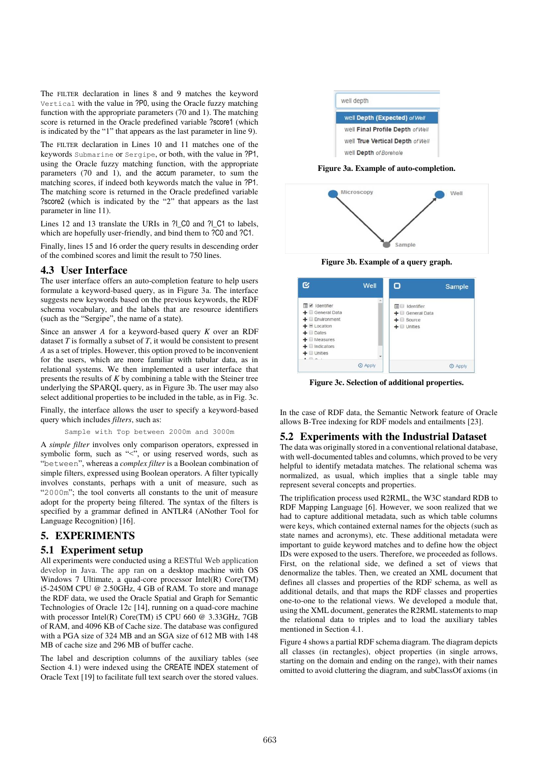The FILTER declaration in lines 8 and 9 matches the keyword `Vertical` with the value in ?P0, using the Oracle fuzzy matching function with the appropriate parameters (70 and 1). The matching score is returned in the Oracle predefined variable ?score1 (which is indicated by the "1" that appears as the last parameter in line 9).

The FILTER declaration in Lines 10 and 11 matches one of the keywords `Submarine` or `Sergipe`, or both, with the value in ?P1, using the Oracle fuzzy matching function, with the appropriate parameters (70 and 1), and the accum parameter, to sum the matching scores, if indeed both keywords match the value in ?P1. The matching score is returned in the Oracle predefined variable ?score2 (which is indicated by the "2" that appears as the last parameter in line 11).

Lines 12 and 13 translate the URIs in ?I_C0 and ?I_C1 to labels, which are hopefully user-friendly, and bind them to ?C0 and ?C1.

Finally, lines 15 and 16 order the query results in descending order of the combined scores and limit the result to 750 lines.

## 4.3 User Interface

The user interface offers an auto-completion feature to help users formulate a keyword-based query, as in Figure 3a. The interface suggests new keywords based on the previous keywords, the RDF schema vocabulary, and the labels that are resource identifiers (such as the "Sergipe", the name of a state).

Since an answer *A* for a keyword-based query *K* over an RDF dataset *T* is formally a subset of *T*, it would be consistent to present *A* as a set of triples. However, this option proved to be inconvenient for the users, which are more familiar with tabular data, as in relational systems. We then implemented a user interface that presents the results of *K* by combining a table with the Steiner tree underlying the SPARQL query, as in Figure 3b. The user may also select additional properties to be included in the table, as in Fig. 3c.

Finally, the interface allows the user to specify a keyword-based query which includes *filters*, such as:

```
Sample with Top between 2000m and 3000m
```

A *simple filter* involves only comparison operators, expressed in symbolic form, such as "<", or using reserved words, such as "`between`", whereas a *complex filter* is a Boolean combination of simple filters, expressed using Boolean operators. A filter typically involves constants, perhaps with a unit of measure, such as "`2000m`"; the tool converts all constants to the unit of measure adopt for the property being filtered. The syntax of the filters is specified by a grammar defined in ANTLR4 (ANother Tool for Language Recognition) [16].

# 5. EXPERIMENTS

## 5.1 Experiment setup

All experiments were conducted using a RESTful Web application develop in Java. The app ran on a desktop machine with OS Windows 7 Ultimate, a quad-core processor Intel(R) Core(TM) i5-2450M CPU @ 2.50GHz, 4 GB of RAM. To store and manage the RDF data, we used the Oracle Spatial and Graph for Semantic Technologies of Oracle 12c [14], running on a quad-core machine with processor Intel(R) Core(TM) i5 CPU 660 @ 3.33GHz, 7GB of RAM, and 4096 KB of Cache size. The database was configured with a PGA size of 324 MB and an SGA size of 612 MB with 148 MB of cache size and 296 MB of buffer cache.

The label and description columns of the auxiliary tables (see Section 4.1) were indexed using the CREATE INDEX statement of Oracle Text [19] to facilitate full text search over the stored values.

well depth
well Depth (Expected) of Well
well Final Profile Depth of Well
well True Vertical Depth of Well
well Depth of Borehole

**Figure 3a. Example of auto-completion.**

Microscopy
Well
Sample

**Figure 3b. Example of a query graph.**

Well
Identifier
General Data
Environment
Location
Dates
Measures
Indicators
Unities
Apply

Sample
Identifier
General Data
Source
Unities
Apply

**Figure 3c. Selection of additional properties.**

In the case of RDF data, the Semantic Network feature of Oracle allows B-Tree indexing for RDF models and entailments [23].

## 5.2 Experiments with the Industrial Dataset

The data was originally stored in a conventional relational database, with well-documented tables and columns, which proved to be very helpful to identify metadata matches. The relational schema was normalized, as usual, which implies that a single table may represent several concepts and properties.

The triplification process used R2RML, the W3C standard RDB to RDF Mapping Language [6]. However, we soon realized that we had to capture additional metadata, such as which table columns were keys, which contained external names for the objects (such as state names and acronyms), etc. These additional metadata were important to guide keyword matches and to define how the object IDs were exposed to the users. Therefore, we proceeded as follows. First, on the relational side, we defined a set of views that denormalize the tables. Then, we created an XML document that defines all classes and properties of the RDF schema, as well as additional details, and that maps the RDF classes and properties one-to-one to the relational views. We developed a module that, using the XML document, generates the R2RML statements to map the relational data to triples and to load the auxiliary tables mentioned in Section 4.1.

Figure 4 shows a partial RDF schema diagram. The diagram depicts all classes (in rectangles), object properties (in single arrows, starting on the domain and ending on the range), with their names omitted to avoid cluttering the diagram, and subClassOf axioms (in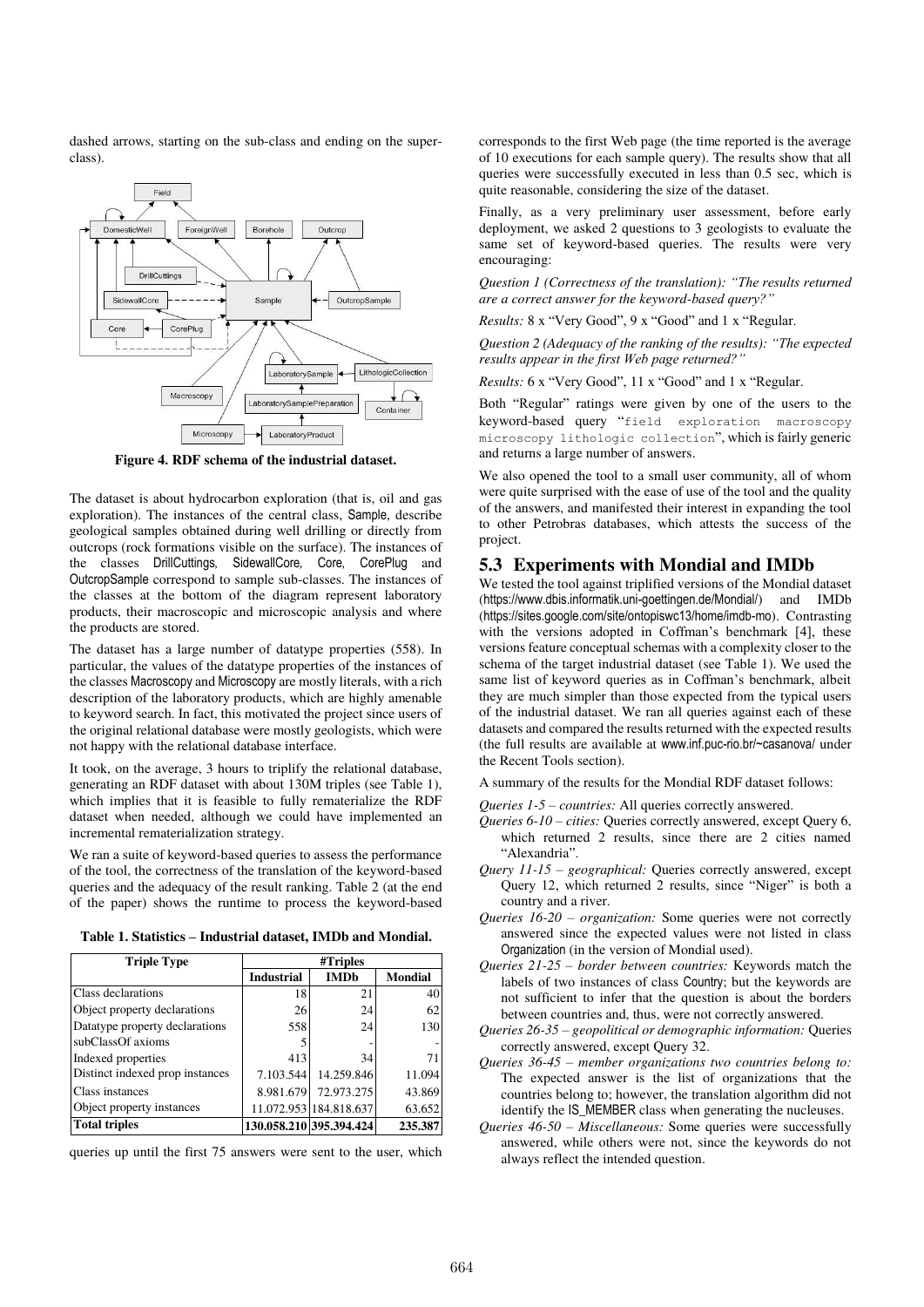dashed arrows, starting on the sub-class and ending on the super-class).

Field

DomesticWell

ForeignWell

Borehole

Outcrop

DrillCuttings

SidewallCore

Sample

OutcropSample

Core

CorePlug

LaboratorySample

LithologicCollection

Macroscopy

LaboratorySamplePreparation

Container

Microscopy

LaboratoryProduct

**Figure 4. RDF schema of the industrial dataset.**

The dataset is about hydrocarbon exploration (that is, oil and gas exploration). The instances of the central class, Sample, describe geological samples obtained during well drilling or directly from outcrops (rock formations visible on the surface). The instances of the classes DrillCuttings, SidewallCore, Core, CorePlug and OutcropSample correspond to sample sub-classes. The instances of the classes at the bottom of the diagram represent laboratory products, their macroscopic and microscopic analysis and where the products are stored.

The dataset has a large number of datatype properties (558). In particular, the values of the datatype properties of the instances of the classes Macroscopy and Microscopy are mostly literals, with a rich description of the laboratory products, which are highly amenable to keyword search. In fact, this motivated the project since users of the original relational database were mostly geologists, which were not happy with the relational database interface.

It took, on the average, 3 hours to triplify the relational database, generating an RDF dataset with about 130M triples (see Table 1), which implies that it is feasible to fully rematerialize the RDF dataset when needed, although we could have implemented an incremental rematerialization strategy.

We ran a suite of keyword-based queries to assess the performance of the tool, the correctness of the translation of the keyword-based queries and the adequacy of the result ranking. Table 2 (at the end of the paper) shows the runtime to process the keyword-based queries up until the first 75 answers were sent to the user, which corresponds to the first Web page (the time reported is the average of 10 executions for each sample query). The results show that all queries were successfully executed in less than 0.5 sec, which is quite reasonable, considering the size of the dataset.

**Table 1. Statistics – Industrial dataset, IMDb and Mondial.**

| Triple Type | #Triples | | |
|---|---|---|---|
| | **Industrial** | **IMDb** | **Mondial** |
| Class declarations | 18 | 21 | 40 |
| Object property declarations | 26 | 24 | 62 |
| Datatype property declarations | 558 | 24 | 130 |
| subClassOf axioms | 5 | - | - |
| Indexed properties | 413 | 34 | 71 |
| Distinct indexed prop instances | 7.103.544 | 14.259.846 | 11.094 |
| Class instances | 8.981.679 | 72.973.275 | 43.869 |
| Object property instances | 11.072.953 | 184.818.637 | 63.652 |
| **Total triples** | **130.058.210** | **395.394.424** | **235.387** |

Finally, as a very preliminary user assessment, before early deployment, we asked 2 questions to 3 geologists to evaluate the same set of keyword-based queries. The results were very encouraging:

*Question 1 (Correctness of the translation): "The results returned are a correct answer for the keyword-based query?"*

*Results:* 8 x "Very Good", 9 x "Good" and 1 x "Regular.

*Question 2 (Adequacy of the ranking of the results): "The expected results appear in the first Web page returned?"*

*Results:* 6 x "Very Good", 11 x "Good" and 1 x "Regular.

Both "Regular" ratings were given by one of the users to the keyword-based query "`field exploration macroscopy microscopy lithologic collection`", which is fairly generic and returns a large number of answers.

We also opened the tool to a small user community, all of whom were quite surprised with the ease of use of the tool and the quality of the answers, and manifested their interest in expanding the tool to other Petrobras databases, which attests the success of the project.

## 5.3 Experiments with Mondial and IMDb

We tested the tool against triplified versions of the Mondial dataset (https://www.dbis.informatik.uni-goettingen.de/Mondial/) and IMDb (https://sites.google.com/site/ontopiswc13/home/imdb-mo). Contrasting with the versions adopted in Coffman's benchmark [4], these versions feature conceptual schemas with a complexity closer to the schema of the target industrial dataset (see Table 1). We used the same list of keyword queries as in Coffman's benchmark, albeit they are much simpler than those expected from the typical users of the industrial dataset. We ran all queries against each of these datasets and compared the results returned with the expected results (the full results are available at www.inf.puc-rio.br/~casanova/ under the Recent Tools section).

A summary of the results for the Mondial RDF dataset follows:

- *Queries 1-5 – countries:* All queries correctly answered.
- *Queries 6-10 – cities:* Queries correctly answered, except Query 6, which returned 2 results, since there are 2 cities named "Alexandria".
- *Query 11-15 – geographical:* Queries correctly answered, except Query 12, which returned 2 results, since "Niger" is both a country and a river.
- *Queries 16-20 – organization:* Some queries were not correctly answered since the expected values were not listed in class Organization (in the version of Mondial used).
- *Queries 21-25 – border between countries:* Keywords match the labels of two instances of class Country; but the keywords are not sufficient to infer that the question is about the borders between countries and, thus, were not correctly answered.
- *Queries 26-35 – geopolitical or demographic information:* Queries correctly answered, except Query 32.
- *Queries 36-45 – member organizations two countries belong to:* The expected answer is the list of organizations that the countries belong to; however, the translation algorithm did not identify the IS_MEMBER class when generating the nucleuses.
- *Queries 46-50 – Miscellaneous:* Some queries were successfully answered, while others were not, since the keywords do not always reflect the intended question.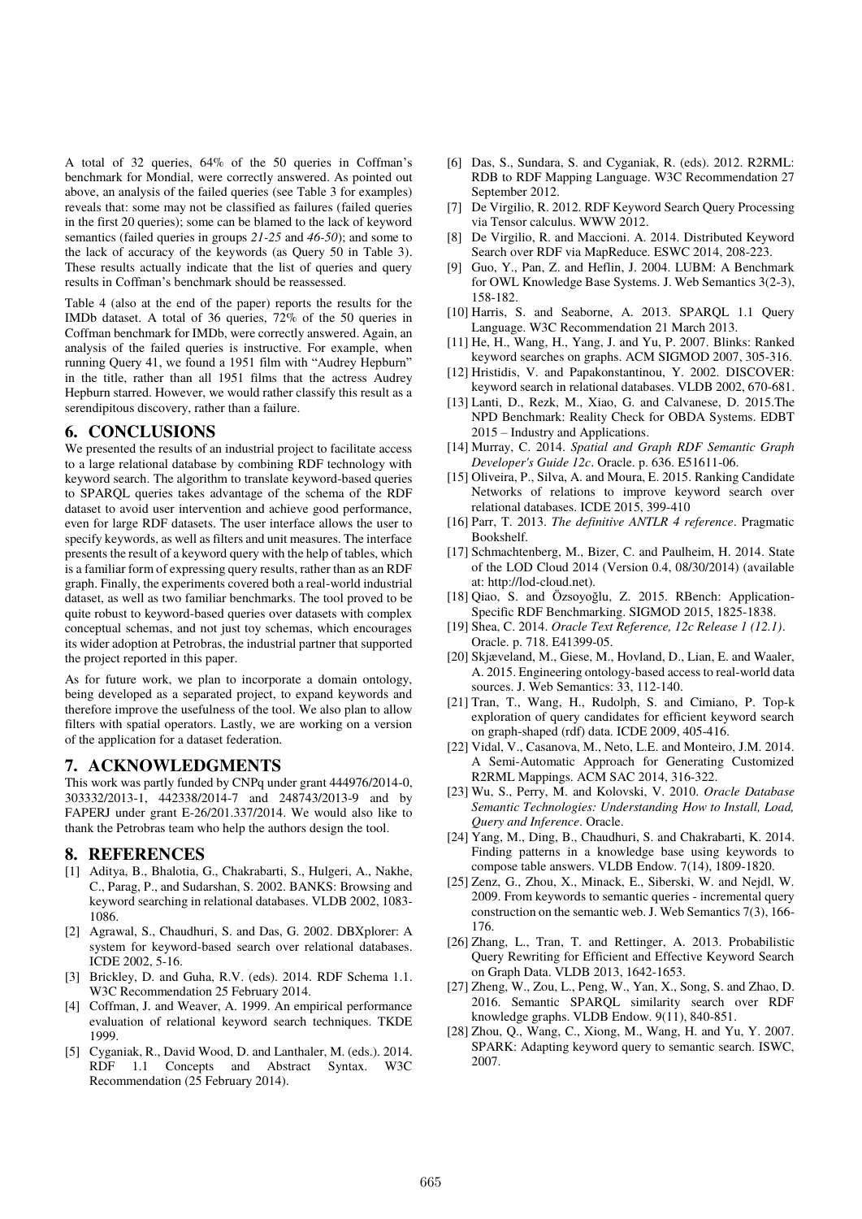A total of 32 queries, 64% of the 50 queries in Coffman's benchmark for Mondial, were correctly answered. As pointed out above, an analysis of the failed queries (see Table 3 for examples) reveals that: some may not be classified as failures (failed queries in the first 20 queries); some can be blamed to the lack of keyword semantics (failed queries in groups *21-25* and *46-50*); and some to the lack of accuracy of the keywords (as Query 50 in Table 3). These results actually indicate that the list of queries and query results in Coffman's benchmark should be reassessed.

Table 4 (also at the end of the paper) reports the results for the IMDb dataset. A total of 36 queries, 72% of the 50 queries in Coffman benchmark for IMDb, were correctly answered. Again, an analysis of the failed queries is instructive. For example, when running Query 41, we found a 1951 film with "Audrey Hepburn" in the title, rather than all 1951 films that the actress Audrey Hepburn starred. However, we would rather classify this result as a serendipitous discovery, rather than a failure.

## 6. CONCLUSIONS

We presented the results of an industrial project to facilitate access to a large relational database by combining RDF technology with keyword search. The algorithm to translate keyword-based queries to SPARQL queries takes advantage of the schema of the RDF dataset to avoid user intervention and achieve good performance, even for large RDF datasets. The user interface allows the user to specify keywords, as well as filters and unit measures. The interface presents the result of a keyword query with the help of tables, which is a familiar form of expressing query results, rather than as an RDF graph. Finally, the experiments covered both a real-world industrial dataset, as well as two familiar benchmarks. The tool proved to be quite robust to keyword-based queries over datasets with complex conceptual schemas, and not just toy schemas, which encourages its wider adoption at Petrobras, the industrial partner that supported the project reported in this paper.

As for future work, we plan to incorporate a domain ontology, being developed as a separated project, to expand keywords and therefore improve the usefulness of the tool. We also plan to allow filters with spatial operators. Lastly, we are working on a version of the application for a dataset federation.

## 7. ACKNOWLEDGMENTS

This work was partly funded by CNPq under grant 444976/2014-0, 303332/2013-1, 442338/2014-7 and 248743/2013-9 and by FAPERJ under grant E-26/201.337/2014. We would also like to thank the Petrobras team who help the authors design the tool.

## 8. REFERENCES

[1] Aditya, B., Bhalotia, G., Chakrabarti, S., Hulgeri, A., Nakhe, C., Parag, P., and Sudarshan, S. 2002. BANKS: Browsing and keyword searching in relational databases. VLDB 2002, 1083-1086.

[2] Agrawal, S., Chaudhuri, S. and Das, G. 2002. DBXplorer: A system for keyword-based search over relational databases. ICDE 2002, 5-16.

[3] Brickley, D. and Guha, R.V. (eds). 2014. RDF Schema 1.1. W3C Recommendation 25 February 2014.

[4] Coffman, J. and Weaver, A. 1999. An empirical performance evaluation of relational keyword search techniques. TKDE 1999.

[5] Cyganiak, R., David Wood, D. and Lanthaler, M. (eds.). 2014. RDF 1.1 Concepts and Abstract Syntax. W3C Recommendation (25 February 2014).

[6] Das, S., Sundara, S. and Cyganiak, R. (eds). 2012. R2RML: RDB to RDF Mapping Language. W3C Recommendation 27 September 2012.

[7] De Virgilio, R. 2012. RDF Keyword Search Query Processing via Tensor calculus. WWW 2012.

[8] De Virgilio, R. and Maccioni. A. 2014. Distributed Keyword Search over RDF via MapReduce. ESWC 2014, 208-223.

[9] Guo, Y., Pan, Z. and Heflin, J. 2004. LUBM: A Benchmark for OWL Knowledge Base Systems. J. Web Semantics 3(2-3), 158-182.

[10] Harris, S. and Seaborne, A. 2013. SPARQL 1.1 Query Language. W3C Recommendation 21 March 2013.

[11] He, H., Wang, H., Yang, J. and Yu, P. 2007. Blinks: Ranked keyword searches on graphs. ACM SIGMOD 2007, 305-316.

[12] Hristidis, V. and Papakonstantinou, Y. 2002. DISCOVER: keyword search in relational databases. VLDB 2002, 670-681.

[13] Lanti, D., Rezk, M., Xiao, G. and Calvanese, D. 2015.The NPD Benchmark: Reality Check for OBDA Systems. EDBT 2015 – Industry and Applications.

[14] Murray, C. 2014. *Spatial and Graph RDF Semantic Graph Developer's Guide 12c*. Oracle. p. 636. E51611-06.

[15] Oliveira, P., Silva, A. and Moura, E. 2015. Ranking Candidate Networks of relations to improve keyword search over relational databases. ICDE 2015, 399-410

[16] Parr, T. 2013. *The definitive ANTLR 4 reference*. Pragmatic Bookshelf.

[17] Schmachtenberg, M., Bizer, C. and Paulheim, H. 2014. State of the LOD Cloud 2014 (Version 0.4, 08/30/2014) (available at: http://lod-cloud.net).

[18] Qiao, S. and Özsoyoğlu, Z. 2015. RBench: Application-Specific RDF Benchmarking. SIGMOD 2015, 1825-1838.

[19] Shea, C. 2014. *Oracle Text Reference, 12c Release 1 (12.1)*. Oracle. p. 718. E41399-05.

[20] Skjæveland, M., Giese, M., Hovland, D., Lian, E. and Waaler, A. 2015. Engineering ontology-based access to real-world data sources. J. Web Semantics: 33, 112-140.

[21] Tran, T., Wang, H., Rudolph, S. and Cimiano, P. Top-k exploration of query candidates for efficient keyword search on graph-shaped (rdf) data. ICDE 2009, 405-416.

[22] Vidal, V., Casanova, M., Neto, L.E. and Monteiro, J.M. 2014. A Semi-Automatic Approach for Generating Customized R2RML Mappings. ACM SAC 2014, 316-322.

[23] Wu, S., Perry, M. and Kolovski, V. 2010. *Oracle Database Semantic Technologies: Understanding How to Install, Load, Query and Inference*. Oracle.

[24] Yang, M., Ding, B., Chaudhuri, S. and Chakrabarti, K. 2014. Finding patterns in a knowledge base using keywords to compose table answers. VLDB Endow. 7(14), 1809-1820.

[25] Zenz, G., Zhou, X., Minack, E., Siberski, W. and Nejdl, W. 2009. From keywords to semantic queries - incremental query construction on the semantic web. J. Web Semantics 7(3), 166-176.

[26] Zhang, L., Tran, T. and Rettinger, A. 2013. Probabilistic Query Rewriting for Efficient and Effective Keyword Search on Graph Data. VLDB 2013, 1642-1653.

[27] Zheng, W., Zou, L., Peng, W., Yan, X., Song, S. and Zhao, D. 2016. Semantic SPARQL similarity search over RDF knowledge graphs. VLDB Endow. 9(11), 840-851.

[28] Zhou, Q., Wang, C., Xiong, M., Wang, H. and Yu, Y. 2007. SPARK: Adapting keyword query to semantic search. ISWC, 2007.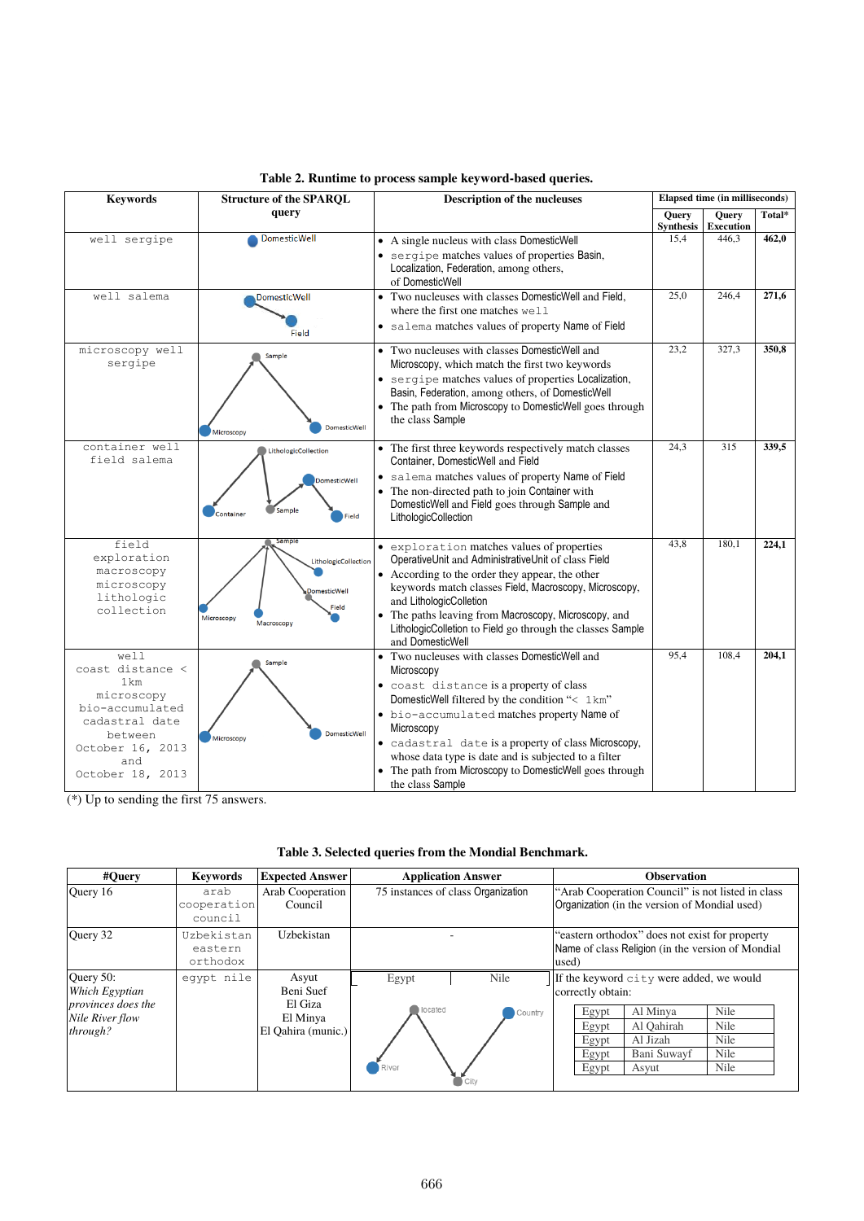**Table 2. Runtime to process sample keyword-based queries.**

| Keywords | Structure of the SPARQL query | Description of the nucleuses | Elapsed time (in milliseconds) | | |
|---|---|---|---|---|---|
| | | | Query Synthesis | Query Execution | Total* |
| well sergipe | DomesticWell | • A single nucleus with class DomesticWell<br>• sergipe matches values of properties Basin, Localization, Federation, among others, of DomesticWell | 15,4 | 446,3 | **462,0** |
| well salema | DomesticWell, Field | • Two nucleuses with classes DomesticWell and Field, where the first one matches well<br>• salema matches values of property Name of Field | 25,0 | 246,4 | **271,6** |
| microscopy well sergipe | Sample, Microscopy, DomesticWell | • Two nucleuses with classes DomesticWell and Microscopy, which match the first two keywords<br>• sergipe matches values of properties Localization, Basin, Federation, among others, of DomesticWell<br>• The path from Microscopy to DomesticWell goes through the class Sample | 23,2 | 327,3 | **350,8** |
| container well field salema | LithologicCollection, DomesticWell, Container, Sample, Field | • The first three keywords respectively match classes Container, DomesticWell and Field<br>• salema matches values of property Name of Field<br>• The non-directed path to join Container with DomesticWell and Field goes through Sample and LithologicCollection | 24,3 | 315 | **339,5** |
| field exploration macroscopy microscopy lithologic collection | Sample, LithologicCollection, DomesticWell, Field, Microscopy, Macroscopy | • exploration matches values of properties OperativeUnit and AdministrativeUnit of class Field<br>• According to the order they appear, the other keywords match classes Field, Macroscopy, Microscopy, and LithologicCollection<br>• The paths leaving from Macroscopy, Microscopy, and LithologicColletion to Field go through the classes Sample and DomesticWell | 43,8 | 180,1 | **224,1** |
| well coast distance < 1km microscopy bio-accumulated cadastral date between October 16, 2013 and October 18, 2013 | Sample, Microscopy, DomesticWell | • Two nucleuses with classes DomesticWell and Microscopy<br>• coast distance is a property of class DomesticWell filtered by the condition "< 1km"<br>• bio-accumulated matches property Name of Microscopy<br>• cadastral date is a property of class Microscopy, whose data type is date and is subjected to a filter<br>• The path from Microscopy to DomesticWell goes through the class Sample | 95,4 | 108,4 | **204,1** |

(*) Up to sending the first 75 answers.

**Table 3. Selected queries from the Mondial Benchmark.**

| #Query | Keywords | Expected Answer | Application Answer | Observation |
|---|---|---|---|---|
| Query 16 | arab cooperation council | Arab Cooperation Council | 75 instances of class Organization | "Arab Cooperation Council" is not listed in class Organization (in the version of Mondial used) |
| Query 32 | Uzbekistan eastern orthodox | Uzbekistan | - | "eastern orthodox" does not exist for property Name of class Religion (in the version of Mondial used) |
| Query 50: *Which Egyptian provinces does the Nile River flow through?* | egypt nile | Asyut<br>Beni Suef<br>El Giza<br>El Minya<br>El Qahira (munic.) | Egypt \| Nile<br>(River, located, Country, City) | If the keyword city were added, we would correctly obtain:<br>Egypt \| Al Minya \| Nile<br>Egypt \| Al Qahirah \| Nile<br>Egypt \| Al Jizah \| Nile<br>Egypt \| Bani Suwayf \| Nile<br>Egypt \| Asyut \| Nile |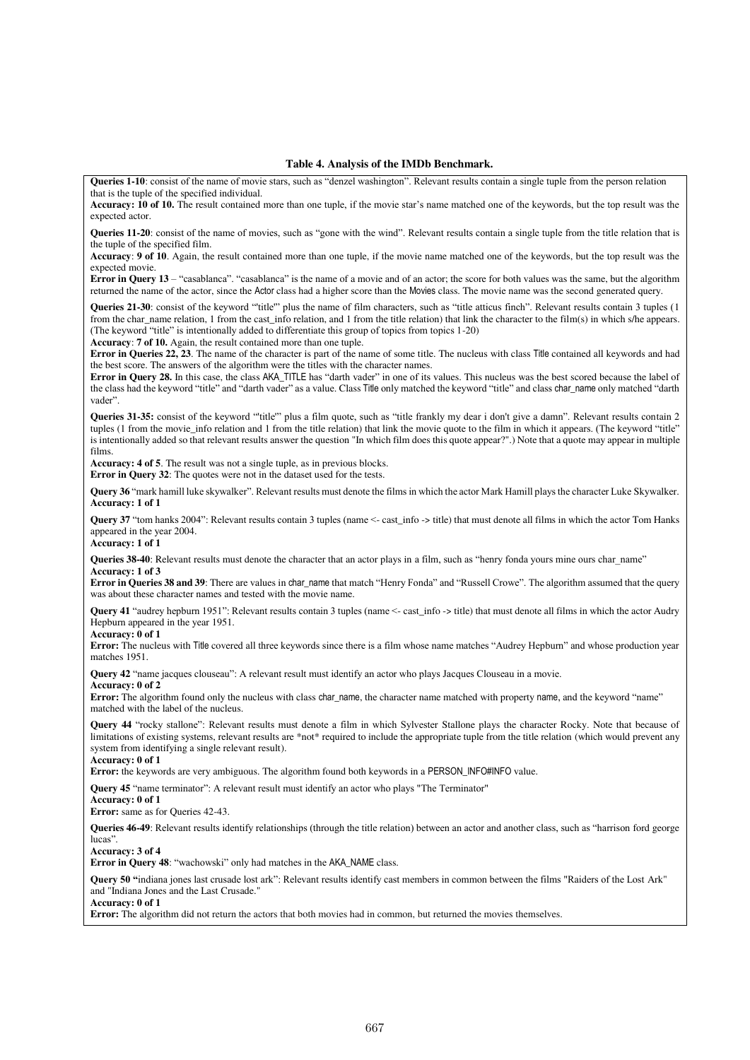**Table 4. Analysis of the IMDb Benchmark.**

**Queries 1-10**: consist of the name of movie stars, such as "denzel washington". Relevant results contain a single tuple from the person relation that is the tuple of the specified individual.
**Accuracy: 10 of 10.** The result contained more than one tuple, if the movie star's name matched one of the keywords, but the top result was the expected actor.

**Queries 11-20**: consist of the name of movies, such as "gone with the wind". Relevant results contain a single tuple from the title relation that is the tuple of the specified film.
**Accuracy**: **9 of 10**. Again, the result contained more than one tuple, if the movie name matched one of the keywords, but the top result was the expected movie.
**Error in Query 13** – "casablanca". "casablanca" is the name of a movie and of an actor; the score for both values was the same, but the algorithm returned the name of the actor, since the Actor class had a higher score than the Movies class. The movie name was the second generated query.

**Queries 21-30**: consist of the keyword "'title'" plus the name of film characters, such as "title atticus finch". Relevant results contain 3 tuples (1 from the char_name relation, 1 from the cast_info relation, and 1 from the title relation) that link the character to the film(s) in which s/he appears. (The keyword "title" is intentionally added to differentiate this group of topics from topics 1-20)
**Accuracy**: **7 of 10.** Again, the result contained more than one tuple.
**Error in Queries 22, 23**. The name of the character is part of the name of some title. The nucleus with class Title contained all keywords and had the best score. The answers of the algorithm were the titles with the character names.
**Error in Query 28.** In this case, the class AKA_TITLE has "darth vader" in one of its values. This nucleus was the best scored because the label of the class had the keyword "title" and "darth vader" as a value. Class Title only matched the keyword "title" and class char_name only matched "darth vader".

**Queries 31-35:** consist of the keyword "'title'" plus a film quote, such as "title frankly my dear i don't give a damn". Relevant results contain 2 tuples (1 from the movie_info relation and 1 from the title relation) that link the movie quote to the film in which it appears. (The keyword "title" is intentionally added so that relevant results answer the question "In which film does this quote appear?".) Note that a quote may appear in multiple films.
**Accuracy: 4 of 5**. The result was not a single tuple, as in previous blocks.
**Error in Query 32**: The quotes were not in the dataset used for the tests.

**Query 36** "mark hamill luke skywalker". Relevant results must denote the films in which the actor Mark Hamill plays the character Luke Skywalker.
**Accuracy: 1 of 1**

**Query 37** "tom hanks 2004": Relevant results contain 3 tuples (name <- cast_info -> title) that must denote all films in which the actor Tom Hanks appeared in the year 2004.
**Accuracy: 1 of 1**

**Queries 38-40**: Relevant results must denote the character that an actor plays in a film, such as "henry fonda yours mine ours char_name"
**Accuracy: 1 of 3**
**Error in Queries 38 and 39**: There are values in char_name that match "Henry Fonda" and "Russell Crowe". The algorithm assumed that the query was about these character names and tested with the movie name.

**Query 41** "audrey hepburn 1951": Relevant results contain 3 tuples (name <- cast_info -> title) that must denote all films in which the actor Audry Hepburn appeared in the year 1951.
**Accuracy: 0 of 1**
**Error:** The nucleus with Title covered all three keywords since there is a film whose name matches "Audrey Hepburn" and whose production year matches 1951.

**Query 42** "name jacques clouseau": A relevant result must identify an actor who plays Jacques Clouseau in a movie.
**Accuracy: 0 of 2**
**Error:** The algorithm found only the nucleus with class char_name, the character name matched with property name, and the keyword "name" matched with the label of the nucleus.

**Query 44** "rocky stallone": Relevant results must denote a film in which Sylvester Stallone plays the character Rocky. Note that because of limitations of existing systems, relevant results are *not* required to include the appropriate tuple from the title relation (which would prevent any system from identifying a single relevant result).
**Accuracy: 0 of 1**
**Error:** the keywords are very ambiguous. The algorithm found both keywords in a PERSON_INFO#INFO value.

**Query 45** "name terminator": A relevant result must identify an actor who plays "The Terminator"
**Accuracy: 0 of 1**
**Error:** same as for Queries 42-43.

**Queries 46-49**: Relevant results identify relationships (through the title relation) between an actor and another class, such as "harrison ford george lucas".
**Accuracy: 3 of 4**
**Error in Query 48**: "wachowski" only had matches in the AKA_NAME class.

**Query 50 "**indiana jones last crusade lost ark": Relevant results identify cast members in common between the films "Raiders of the Lost Ark" and "Indiana Jones and the Last Crusade."
**Accuracy: 0 of 1**
**Error:** The algorithm did not return the actors that both movies had in common, but returned the movies themselves.